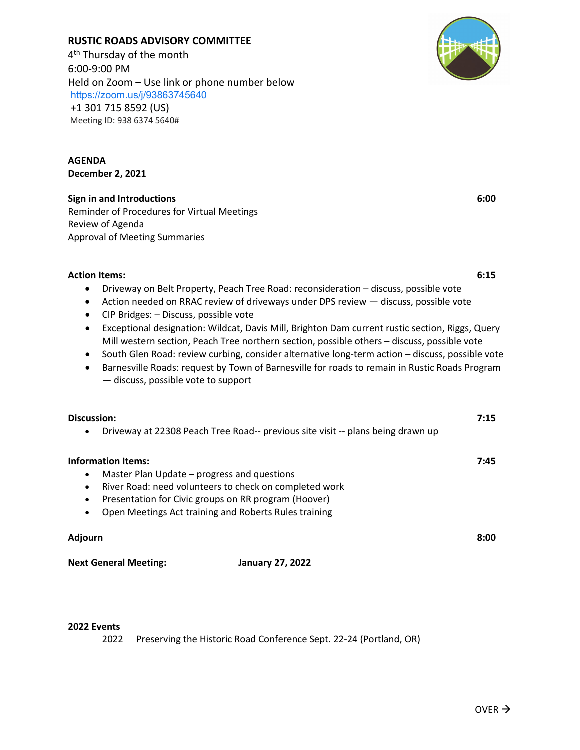**RUSTIC ROADS ADVISORY COMMITTEE**
4th Thursday of the month
6:00-9:00 PM
Held on Zoom – Use link or phone number below
https://zoom.us/j/93863745640
+1 301 715 8592 (US)
Meeting ID: 938 6374 5640#

**AGENDA**
**December 2, 2021**

**Sign in and Introductions** 6:00
Reminder of Procedures for Virtual Meetings
Review of Agenda
Approval of Meeting Summaries

**Action Items:** 6:15

- Driveway on Belt Property, Peach Tree Road: reconsideration – discuss, possible vote
- Action needed on RRAC review of driveways under DPS review — discuss, possible vote
- CIP Bridges: – Discuss, possible vote
- Exceptional designation: Wildcat, Davis Mill, Brighton Dam current rustic section, Riggs, Query Mill western section, Peach Tree northern section, possible others – discuss, possible vote
- South Glen Road: review curbing, consider alternative long-term action – discuss, possible vote
- Barnesville Roads: request by Town of Barnesville for roads to remain in Rustic Roads Program — discuss, possible vote to support

**Discussion:** 7:15

- Driveway at 22308 Peach Tree Road-- previous site visit -- plans being drawn up

**Information Items:** 7:45

- Master Plan Update – progress and questions
- River Road: need volunteers to check on completed work
- Presentation for Civic groups on RR program (Hoover)
- Open Meetings Act training and Roberts Rules training

**Adjourn** 8:00

**Next General Meeting:** **January 27, 2022**

**2022 Events**

2022 Preserving the Historic Road Conference Sept. 22-24 (Portland, OR)

OVER →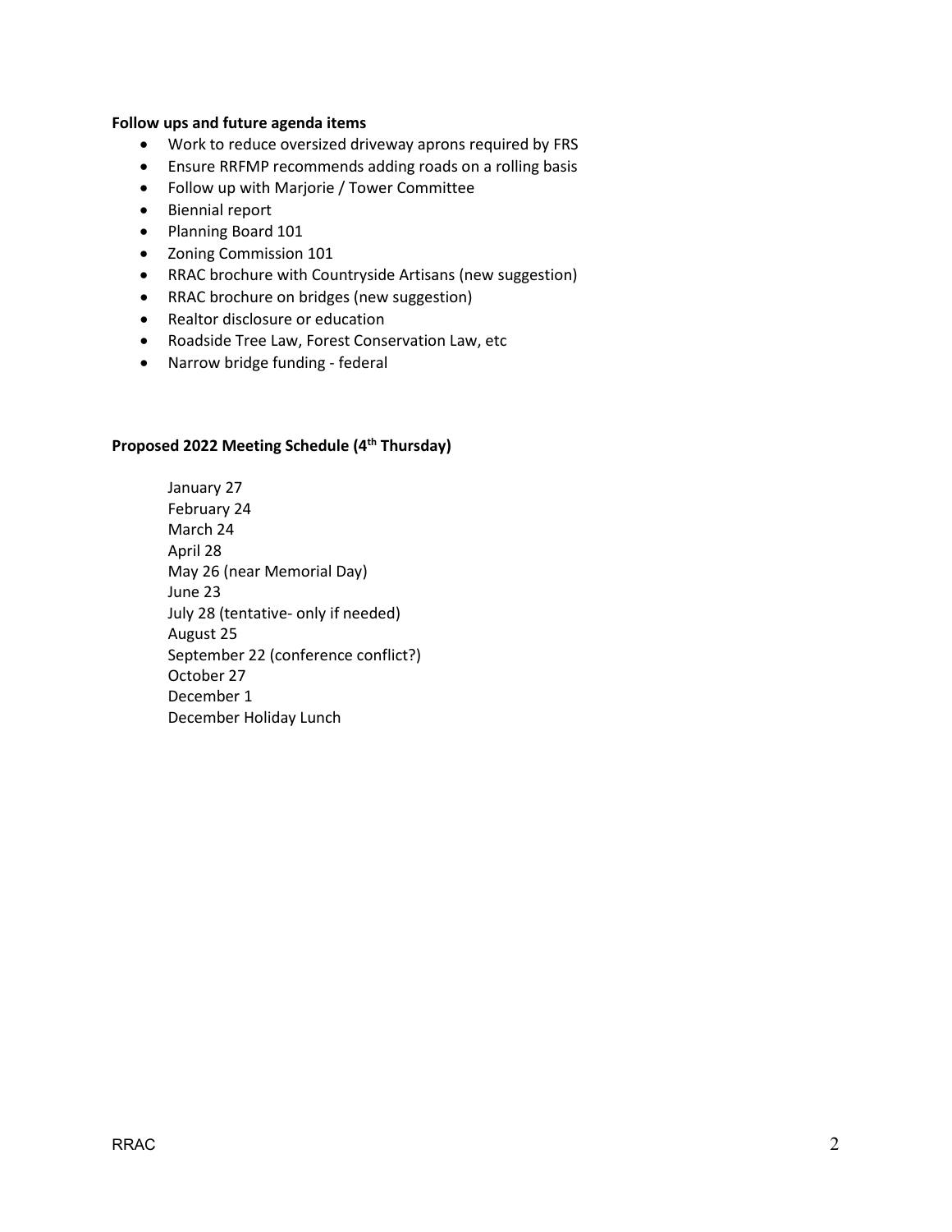**Follow ups and future agenda items**

- Work to reduce oversized driveway aprons required by FRS
- Ensure RRFMP recommends adding roads on a rolling basis
- Follow up with Marjorie / Tower Committee
- Biennial report
- Planning Board 101
- Zoning Commission 101
- RRAC brochure with Countryside Artisans (new suggestion)
- RRAC brochure on bridges (new suggestion)
- Realtor disclosure or education
- Roadside Tree Law, Forest Conservation Law, etc
- Narrow bridge funding - federal

**Proposed 2022 Meeting Schedule (4th Thursday)**

January 27
February 24
March 24
April 28
May 26 (near Memorial Day)
June 23
July 28 (tentative- only if needed)
August 25
September 22 (conference conflict?)
October 27
December 1
December Holiday Lunch